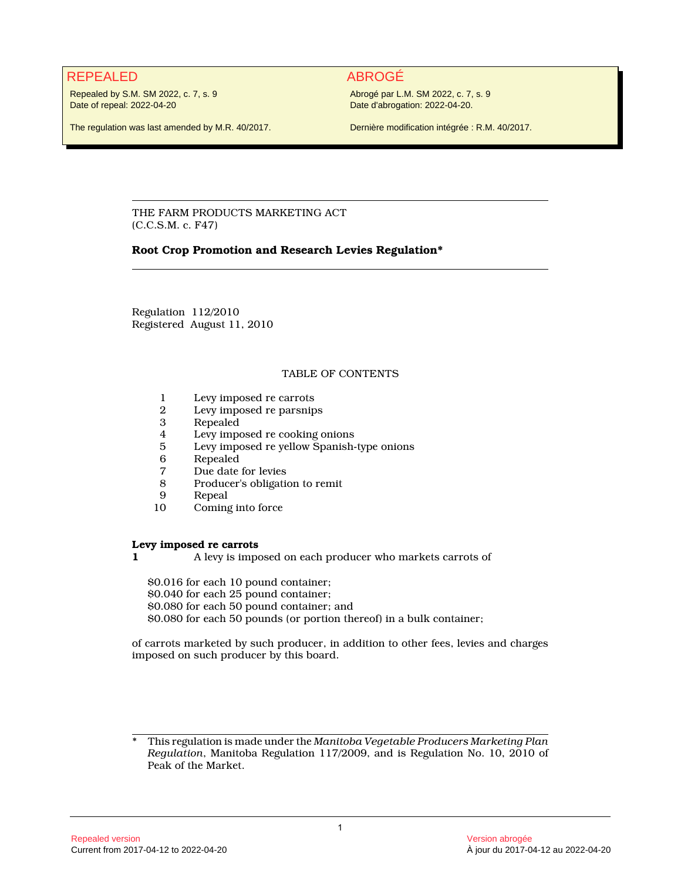REPEALED

Repealed by S.M. SM 2022, c. 7, s. 9
Date of repeal: 2022-04-20

The regulation was last amended by M.R. 40/2017.

ABROGÉ

Abrogé par L.M. SM 2022, c. 7, s. 9
Date d'abrogation: 2022-04-20.

Dernière modification intégrée : R.M. 40/2017.

---

THE FARM PRODUCTS MARKETING ACT
(C.C.S.M. c. F47)

**Root Crop Promotion and Research Levies Regulation***

---

Regulation 112/2010
Registered August 11, 2010

TABLE OF CONTENTS

1 Levy imposed re carrots
2 Levy imposed re parsnips
3 Repealed
4 Levy imposed re cooking onions
5 Levy imposed re yellow Spanish-type onions
6 Repealed
7 Due date for levies
8 Producer's obligation to remit
9 Repeal
10 Coming into force

**Levy imposed re carrots**

**1** A levy is imposed on each producer who markets carrots of

$0.016 for each 10 pound container;
$0.040 for each 25 pound container;
$0.080 for each 50 pound container; and
$0.080 for each 50 pounds (or portion thereof) in a bulk container;

of carrots marketed by such producer, in addition to other fees, levies and charges imposed on such producer by this board.

---

\* This regulation is made under the *Manitoba Vegetable Producers Marketing Plan Regulation*, Manitoba Regulation 117/2009, and is Regulation No. 10, 2010 of Peak of the Market.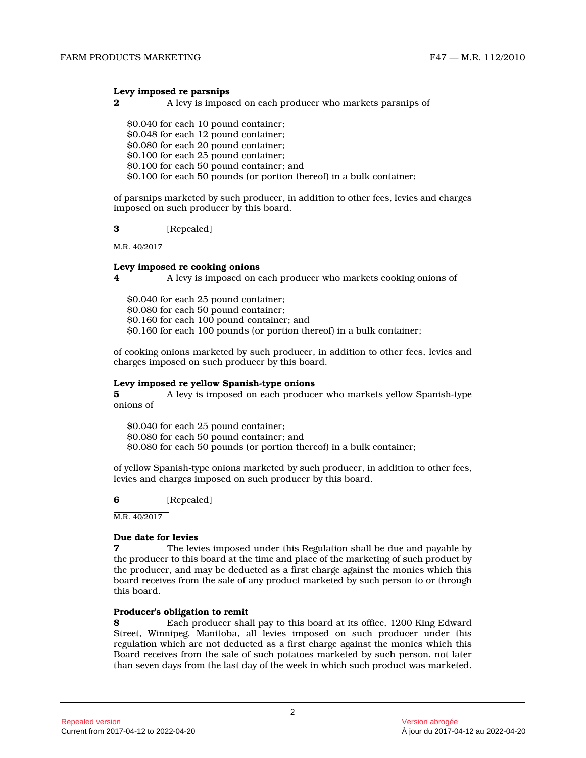**Levy imposed re parsnips**

**2** A levy is imposed on each producer who markets parsnips of

$0.040 for each 10 pound container;
$0.048 for each 12 pound container;
$0.080 for each 20 pound container;
$0.100 for each 25 pound container;
$0.100 for each 50 pound container; and
$0.100 for each 50 pounds (or portion thereof) in a bulk container;

of parsnips marketed by such producer, in addition to other fees, levies and charges imposed on such producer by this board.

**3** [Repealed]

M.R. 40/2017

**Levy imposed re cooking onions**

**4** A levy is imposed on each producer who markets cooking onions of

$0.040 for each 25 pound container;
$0.080 for each 50 pound container;
$0.160 for each 100 pound container; and
$0.160 for each 100 pounds (or portion thereof) in a bulk container;

of cooking onions marketed by such producer, in addition to other fees, levies and charges imposed on such producer by this board.

**Levy imposed re yellow Spanish-type onions**

**5** A levy is imposed on each producer who markets yellow Spanish-type onions of

$0.040 for each 25 pound container;
$0.080 for each 50 pound container; and
$0.080 for each 50 pounds (or portion thereof) in a bulk container;

of yellow Spanish-type onions marketed by such producer, in addition to other fees, levies and charges imposed on such producer by this board.

**6** [Repealed]

M.R. 40/2017

**Due date for levies**

**7** The levies imposed under this Regulation shall be due and payable by the producer to this board at the time and place of the marketing of such product by the producer, and may be deducted as a first charge against the monies which this board receives from the sale of any product marketed by such person to or through this board.

**Producer's obligation to remit**

**8** Each producer shall pay to this board at its office, 1200 King Edward Street, Winnipeg, Manitoba, all levies imposed on such producer under this regulation which are not deducted as a first charge against the monies which this Board receives from the sale of such potatoes marketed by such person, not later than seven days from the last day of the week in which such product was marketed.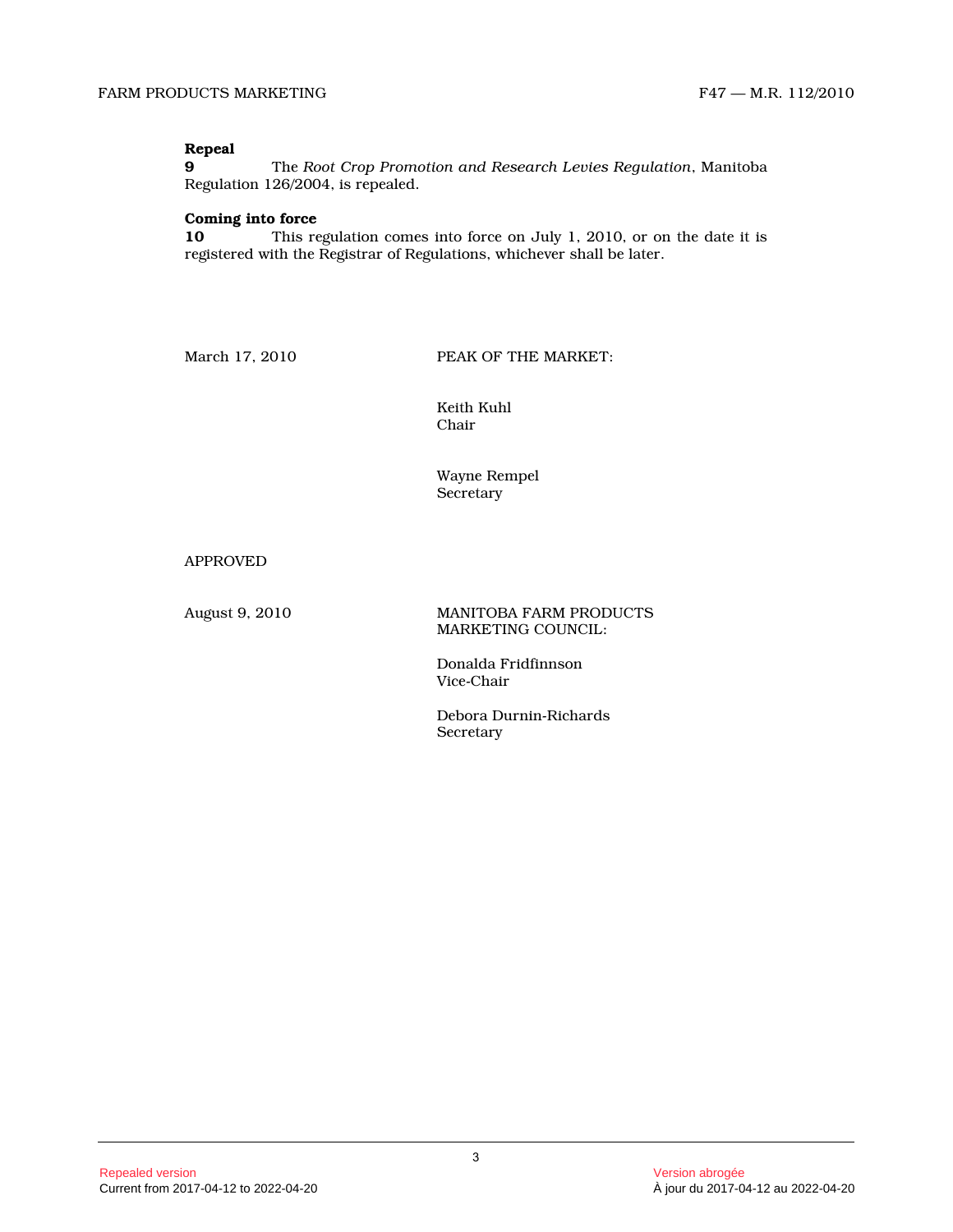**Repeal**

**9** The *Root Crop Promotion and Research Levies Regulation*, Manitoba Regulation 126/2004, is repealed.

**Coming into force**

**10** This regulation comes into force on July 1, 2010, or on the date it is registered with the Registrar of Regulations, whichever shall be later.

March 17, 2010

PEAK OF THE MARKET:

Keith Kuhl
Chair

Wayne Rempel
Secretary

APPROVED

August 9, 2010

MANITOBA FARM PRODUCTS MARKETING COUNCIL:

Donalda Fridfinnson
Vice-Chair

Debora Durnin-Richards
Secretary